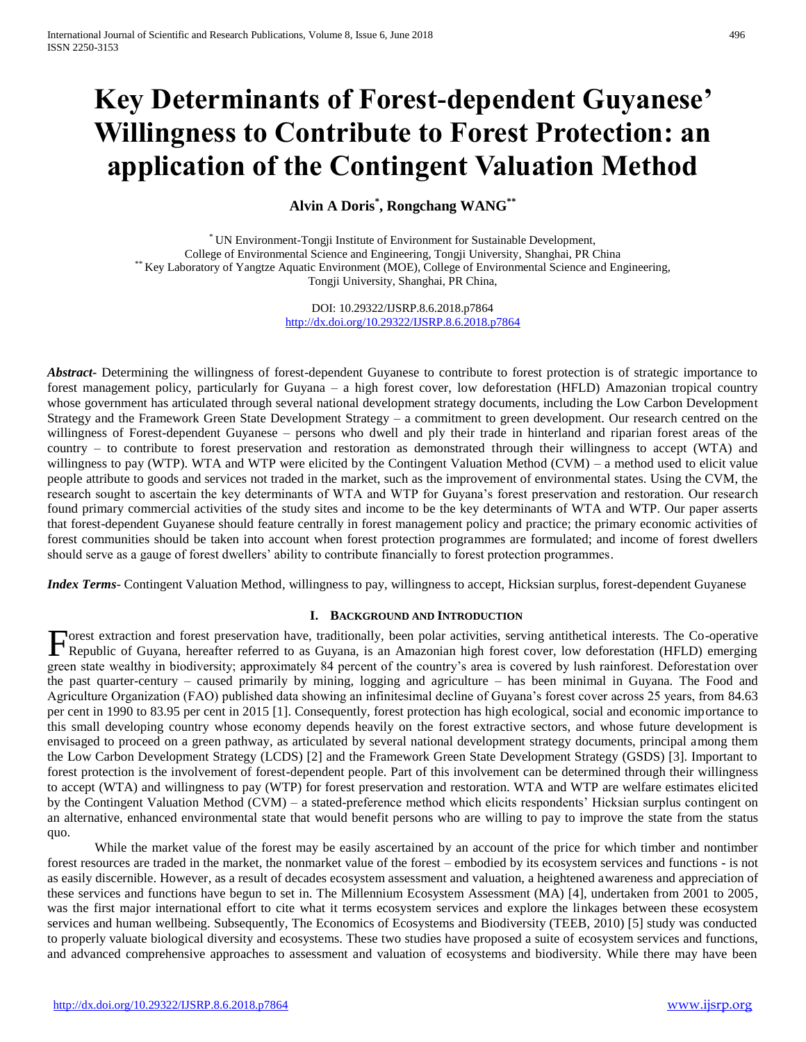# Key Determinants of Forest-dependent Guyanese' Willingness to Contribute to Forest Protection: an application of the Contingent Valuation Method

**Alvin A Doris[*], Rongchang WANG[**]**

[*] UN Environment-Tongji Institute of Environment for Sustainable Development, College of Environmental Science and Engineering, Tongji University, Shanghai, PR China
[**] Key Laboratory of Yangtze Aquatic Environment (MOE), College of Environmental Science and Engineering, Tongji University, Shanghai, PR China,

DOI: 10.29322/IJSRP.8.6.2018.p7864
http://dx.doi.org/10.29322/IJSRP.8.6.2018.p7864

***Abstract*****-** Determining the willingness of forest-dependent Guyanese to contribute to forest protection is of strategic importance to forest management policy, particularly for Guyana – a high forest cover, low deforestation (HFLD) Amazonian tropical country whose government has articulated through several national development strategy documents, including the Low Carbon Development Strategy and the Framework Green State Development Strategy – a commitment to green development. Our research centred on the willingness of Forest-dependent Guyanese – persons who dwell and ply their trade in hinterland and riparian forest areas of the country – to contribute to forest preservation and restoration as demonstrated through their willingness to accept (WTA) and willingness to pay (WTP). WTA and WTP were elicited by the Contingent Valuation Method (CVM) – a method used to elicit value people attribute to goods and services not traded in the market, such as the improvement of environmental states. Using the CVM, the research sought to ascertain the key determinants of WTA and WTP for Guyana's forest preservation and restoration. Our research found primary commercial activities of the study sites and income to be the key determinants of WTA and WTP. Our paper asserts that forest-dependent Guyanese should feature centrally in forest management policy and practice; the primary economic activities of forest communities should be taken into account when forest protection programmes are formulated; and income of forest dwellers should serve as a gauge of forest dwellers' ability to contribute financially to forest protection programmes.

***Index Terms*****-** Contingent Valuation Method, willingness to pay, willingness to accept, Hicksian surplus, forest-dependent Guyanese

## I. Background and Introduction

Forest extraction and forest preservation have, traditionally, been polar activities, serving antithetical interests. The Co-operative Republic of Guyana, hereafter referred to as Guyana, is an Amazonian high forest cover, low deforestation (HFLD) emerging green state wealthy in biodiversity; approximately 84 percent of the country's area is covered by lush rainforest. Deforestation over the past quarter-century – caused primarily by mining, logging and agriculture – has been minimal in Guyana. The Food and Agriculture Organization (FAO) published data showing an infinitesimal decline of Guyana's forest cover across 25 years, from 84.63 per cent in 1990 to 83.95 per cent in 2015 [1]. Consequently, forest protection has high ecological, social and economic importance to this small developing country whose economy depends heavily on the forest extractive sectors, and whose future development is envisaged to proceed on a green pathway, as articulated by several national development strategy documents, principal among them the Low Carbon Development Strategy (LCDS) [2] and the Framework Green State Development Strategy (GSDS) [3]. Important to forest protection is the involvement of forest-dependent people. Part of this involvement can be determined through their willingness to accept (WTA) and willingness to pay (WTP) for forest preservation and restoration. WTA and WTP are welfare estimates elicited by the Contingent Valuation Method (CVM) – a stated-preference method which elicits respondents' Hicksian surplus contingent on an alternative, enhanced environmental state that would benefit persons who are willing to pay to improve the state from the status quo.

While the market value of the forest may be easily ascertained by an account of the price for which timber and nontimber forest resources are traded in the market, the nonmarket value of the forest – embodied by its ecosystem services and functions - is not as easily discernible. However, as a result of decades ecosystem assessment and valuation, a heightened awareness and appreciation of these services and functions have begun to set in. The Millennium Ecosystem Assessment (MA) [4], undertaken from 2001 to 2005, was the first major international effort to cite what it terms ecosystem services and explore the linkages between these ecosystem services and human wellbeing. Subsequently, The Economics of Ecosystems and Biodiversity (TEEB, 2010) [5] study was conducted to properly valuate biological diversity and ecosystems. These two studies have proposed a suite of ecosystem services and functions, and advanced comprehensive approaches to assessment and valuation of ecosystems and biodiversity. While there may have been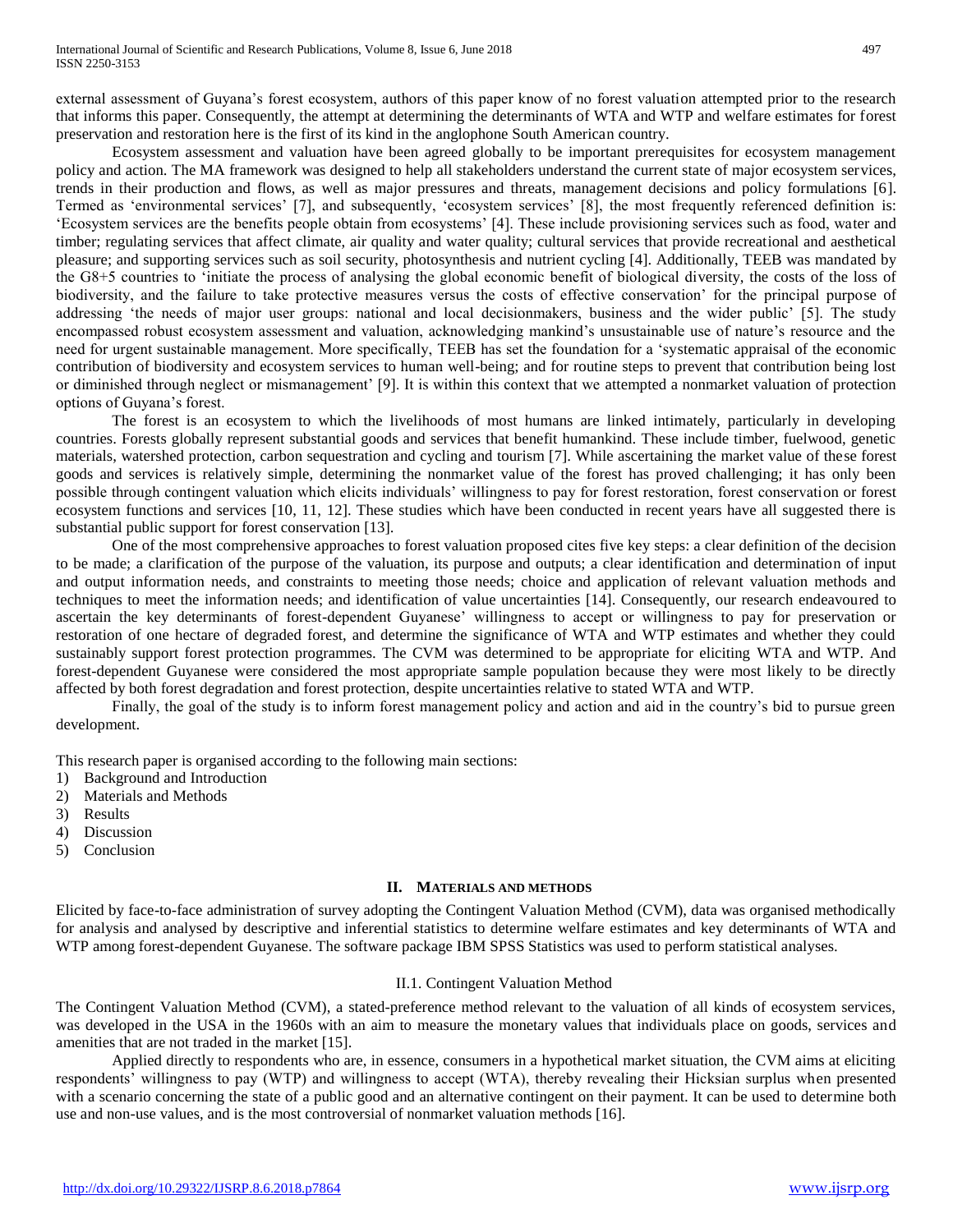external assessment of Guyana's forest ecosystem, authors of this paper know of no forest valuation attempted prior to the research that informs this paper. Consequently, the attempt at determining the determinants of WTA and WTP and welfare estimates for forest preservation and restoration here is the first of its kind in the anglophone South American country.

Ecosystem assessment and valuation have been agreed globally to be important prerequisites for ecosystem management policy and action. The MA framework was designed to help all stakeholders understand the current state of major ecosystem services, trends in their production and flows, as well as major pressures and threats, management decisions and policy formulations [6]. Termed as 'environmental services' [7], and subsequently, 'ecosystem services' [8], the most frequently referenced definition is: 'Ecosystem services are the benefits people obtain from ecosystems' [4]. These include provisioning services such as food, water and timber; regulating services that affect climate, air quality and water quality; cultural services that provide recreational and aesthetical pleasure; and supporting services such as soil security, photosynthesis and nutrient cycling [4]. Additionally, TEEB was mandated by the G8+5 countries to 'initiate the process of analysing the global economic benefit of biological diversity, the costs of the loss of biodiversity, and the failure to take protective measures versus the costs of effective conservation' for the principal purpose of addressing 'the needs of major user groups: national and local decisionmakers, business and the wider public' [5]. The study encompassed robust ecosystem assessment and valuation, acknowledging mankind's unsustainable use of nature's resource and the need for urgent sustainable management. More specifically, TEEB has set the foundation for a 'systematic appraisal of the economic contribution of biodiversity and ecosystem services to human well-being; and for routine steps to prevent that contribution being lost or diminished through neglect or mismanagement' [9]. It is within this context that we attempted a nonmarket valuation of protection options of Guyana's forest.

The forest is an ecosystem to which the livelihoods of most humans are linked intimately, particularly in developing countries. Forests globally represent substantial goods and services that benefit humankind. These include timber, fuelwood, genetic materials, watershed protection, carbon sequestration and cycling and tourism [7]. While ascertaining the market value of these forest goods and services is relatively simple, determining the nonmarket value of the forest has proved challenging; it has only been possible through contingent valuation which elicits individuals' willingness to pay for forest restoration, forest conservation or forest ecosystem functions and services [10, 11, 12]. These studies which have been conducted in recent years have all suggested there is substantial public support for forest conservation [13].

One of the most comprehensive approaches to forest valuation proposed cites five key steps: a clear definition of the decision to be made; a clarification of the purpose of the valuation, its purpose and outputs; a clear identification and determination of input and output information needs, and constraints to meeting those needs; choice and application of relevant valuation methods and techniques to meet the information needs; and identification of value uncertainties [14]. Consequently, our research endeavoured to ascertain the key determinants of forest-dependent Guyanese' willingness to accept or willingness to pay for preservation or restoration of one hectare of degraded forest, and determine the significance of WTA and WTP estimates and whether they could sustainably support forest protection programmes. The CVM was determined to be appropriate for eliciting WTA and WTP. And forest-dependent Guyanese were considered the most appropriate sample population because they were most likely to be directly affected by both forest degradation and forest protection, despite uncertainties relative to stated WTA and WTP.

Finally, the goal of the study is to inform forest management policy and action and aid in the country's bid to pursue green development.

This research paper is organised according to the following main sections:

1) Background and Introduction
2) Materials and Methods
3) Results
4) Discussion
5) Conclusion

## II. Materials and Methods

Elicited by face-to-face administration of survey adopting the Contingent Valuation Method (CVM), data was organised methodically for analysis and analysed by descriptive and inferential statistics to determine welfare estimates and key determinants of WTA and WTP among forest-dependent Guyanese. The software package IBM SPSS Statistics was used to perform statistical analyses.

### II.1. Contingent Valuation Method

The Contingent Valuation Method (CVM), a stated-preference method relevant to the valuation of all kinds of ecosystem services, was developed in the USA in the 1960s with an aim to measure the monetary values that individuals place on goods, services and amenities that are not traded in the market [15].

Applied directly to respondents who are, in essence, consumers in a hypothetical market situation, the CVM aims at eliciting respondents' willingness to pay (WTP) and willingness to accept (WTA), thereby revealing their Hicksian surplus when presented with a scenario concerning the state of a public good and an alternative contingent on their payment. It can be used to determine both use and non-use values, and is the most controversial of nonmarket valuation methods [16].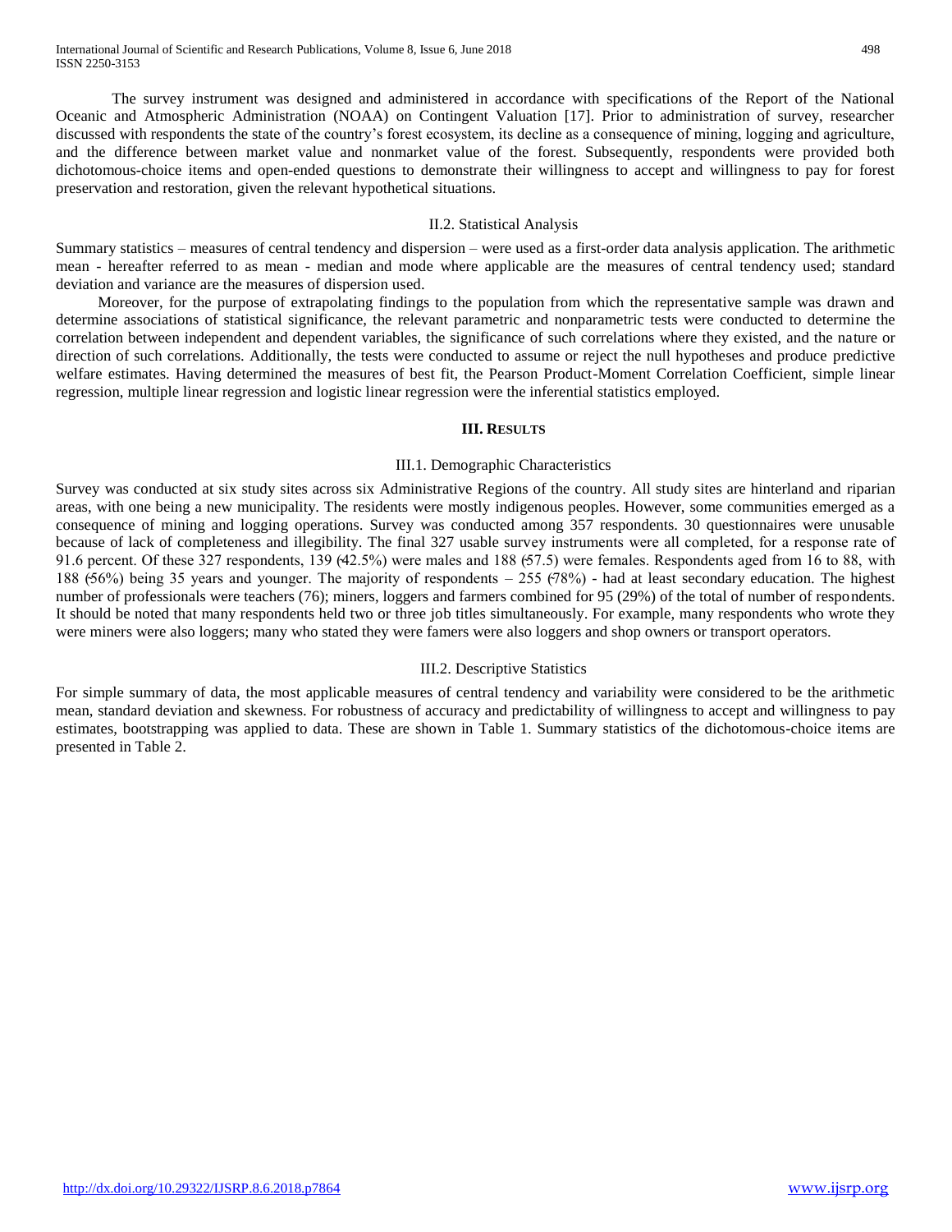The survey instrument was designed and administered in accordance with specifications of the Report of the National Oceanic and Atmospheric Administration (NOAA) on Contingent Valuation [17]. Prior to administration of survey, researcher discussed with respondents the state of the country's forest ecosystem, its decline as a consequence of mining, logging and agriculture, and the difference between market value and nonmarket value of the forest. Subsequently, respondents were provided both dichotomous-choice items and open-ended questions to demonstrate their willingness to accept and willingness to pay for forest preservation and restoration, given the relevant hypothetical situations.

### II.2. Statistical Analysis

Summary statistics – measures of central tendency and dispersion – were used as a first-order data analysis application. The arithmetic mean - hereafter referred to as mean - median and mode where applicable are the measures of central tendency used; standard deviation and variance are the measures of dispersion used.

Moreover, for the purpose of extrapolating findings to the population from which the representative sample was drawn and determine associations of statistical significance, the relevant parametric and nonparametric tests were conducted to determine the correlation between independent and dependent variables, the significance of such correlations where they existed, and the nature or direction of such correlations. Additionally, the tests were conducted to assume or reject the null hypotheses and produce predictive welfare estimates. Having determined the measures of best fit, the Pearson Product-Moment Correlation Coefficient, simple linear regression, multiple linear regression and logistic linear regression were the inferential statistics employed.

## III. Results

### III.1. Demographic Characteristics

Survey was conducted at six study sites across six Administrative Regions of the country. All study sites are hinterland and riparian areas, with one being a new municipality. The residents were mostly indigenous peoples. However, some communities emerged as a consequence of mining and logging operations. Survey was conducted among 357 respondents. 30 questionnaires were unusable because of lack of completeness and illegibility. The final 327 usable survey instruments were all completed, for a response rate of 91.6 percent. Of these 327 respondents, 139 (42.5%) were males and 188 (57.5) were females. Respondents aged from 16 to 88, with 188 (56%) being 35 years and younger. The majority of respondents – 255 (78%) - had at least secondary education. The highest number of professionals were teachers (76); miners, loggers and farmers combined for 95 (29%) of the total of number of respondents. It should be noted that many respondents held two or three job titles simultaneously. For example, many respondents who wrote they were miners were also loggers; many who stated they were famers were also loggers and shop owners or transport operators.

### III.2. Descriptive Statistics

For simple summary of data, the most applicable measures of central tendency and variability were considered to be the arithmetic mean, standard deviation and skewness. For robustness of accuracy and predictability of willingness to accept and willingness to pay estimates, bootstrapping was applied to data. These are shown in Table 1. Summary statistics of the dichotomous-choice items are presented in Table 2.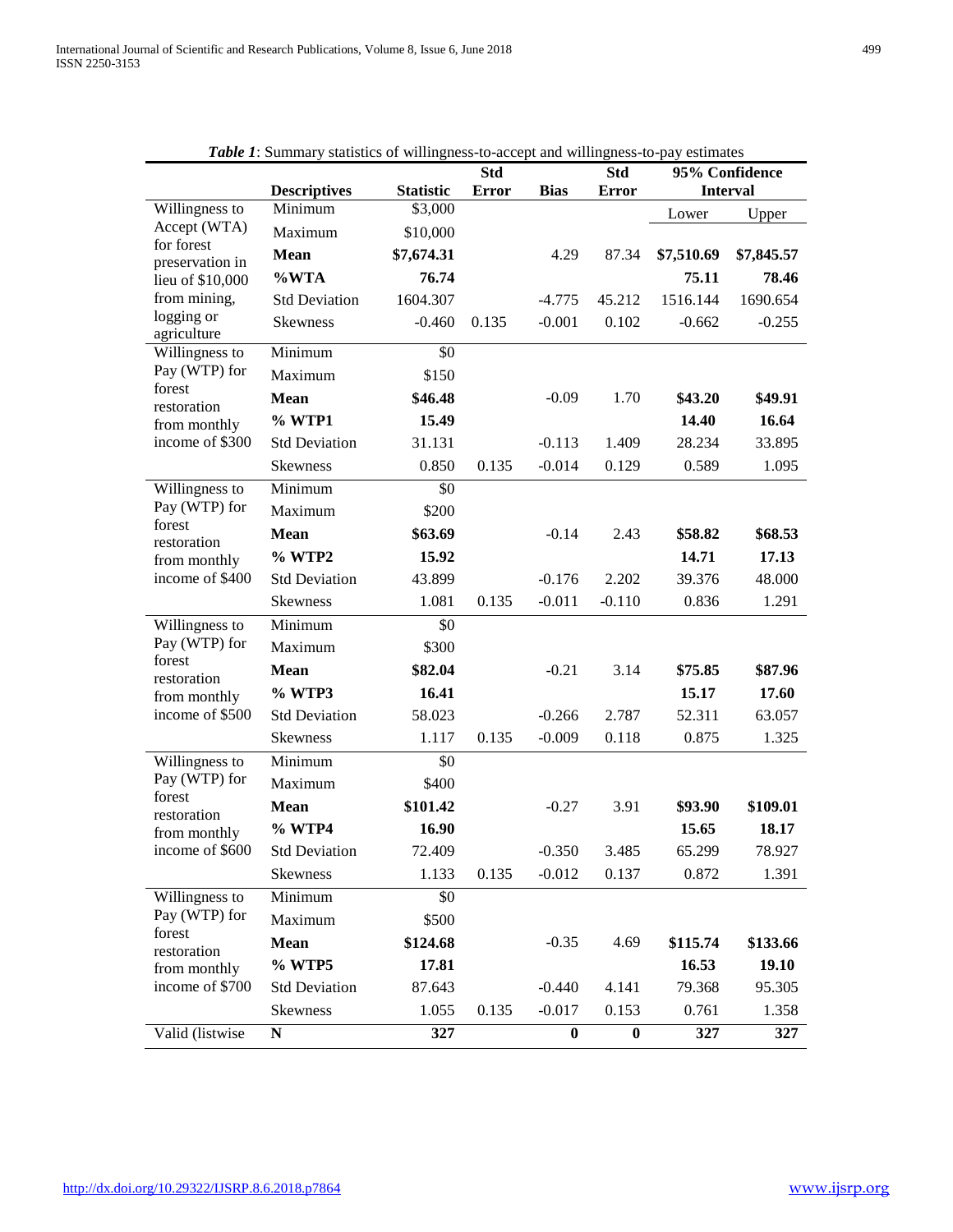***Table 1***: Summary statistics of willingness-to-accept and willingness-to-pay estimates

| | **Descriptives** | **Statistic** | **Std Error** | **Bias** | **Std Error** | **95% Confidence Interval** | |
|---|---|---|---|---|---|---|---|
| | | | | | | Lower | Upper |
| Willingness to Accept (WTA) for forest preservation in lieu of $10,000 from mining, logging or agriculture | Minimum | $3,000 | | | | | |
| | Maximum | $10,000 | | | | | |
| | **Mean** | **$7,674.31** | | 4.29 | 87.34 | **$7,510.69** | **$7,845.57** |
| | **%WTA** | **76.74** | | | | **75.11** | **78.46** |
| | Std Deviation | 1604.307 | | -4.775 | 45.212 | 1516.144 | 1690.654 |
| | Skewness | -0.460 | 0.135 | -0.001 | 0.102 | -0.662 | -0.255 |
| Willingness to Pay (WTP) for forest restoration from monthly income of $300 | Minimum | $0 | | | | | |
| | Maximum | $150 | | | | | |
| | **Mean** | **$46.48** | | -0.09 | 1.70 | **$43.20** | **$49.91** |
| | **% WTP1** | **15.49** | | | | **14.40** | **16.64** |
| | Std Deviation | 31.131 | | -0.113 | 1.409 | 28.234 | 33.895 |
| | Skewness | 0.850 | 0.135 | -0.014 | 0.129 | 0.589 | 1.095 |
| Willingness to Pay (WTP) for forest restoration from monthly income of $400 | Minimum | $0 | | | | | |
| | Maximum | $200 | | | | | |
| | **Mean** | **$63.69** | | -0.14 | 2.43 | **$58.82** | **$68.53** |
| | **% WTP2** | **15.92** | | | | **14.71** | **17.13** |
| | Std Deviation | 43.899 | | -0.176 | 2.202 | 39.376 | 48.000 |
| | Skewness | 1.081 | 0.135 | -0.011 | -0.110 | 0.836 | 1.291 |
| Willingness to Pay (WTP) for forest restoration from monthly income of $500 | Minimum | $0 | | | | | |
| | Maximum | $300 | | | | | |
| | **Mean** | **$82.04** | | -0.21 | 3.14 | **$75.85** | **$87.96** |
| | **% WTP3** | **16.41** | | | | **15.17** | **17.60** |
| | Std Deviation | 58.023 | | -0.266 | 2.787 | 52.311 | 63.057 |
| | Skewness | 1.117 | 0.135 | -0.009 | 0.118 | 0.875 | 1.325 |
| Willingness to Pay (WTP) for forest restoration from monthly income of $600 | Minimum | $0 | | | | | |
| | Maximum | $400 | | | | | |
| | **Mean** | **$101.42** | | -0.27 | 3.91 | **$93.90** | **$109.01** |
| | **% WTP4** | **16.90** | | | | **15.65** | **18.17** |
| | Std Deviation | 72.409 | | -0.350 | 3.485 | 65.299 | 78.927 |
| | Skewness | 1.133 | 0.135 | -0.012 | 0.137 | 0.872 | 1.391 |
| Willingness to Pay (WTP) for forest restoration from monthly income of $700 | Minimum | $0 | | | | | |
| | Maximum | $500 | | | | | |
| | **Mean** | **$124.68** | | -0.35 | 4.69 | **$115.74** | **$133.66** |
| | **% WTP5** | **17.81** | | | | **16.53** | **19.10** |
| | Std Deviation | 87.643 | | -0.440 | 4.141 | 79.368 | 95.305 |
| | Skewness | 1.055 | 0.135 | -0.017 | 0.153 | 0.761 | 1.358 |
| Valid (listwise | **N** | **327** | | **0** | **0** | **327** | **327** |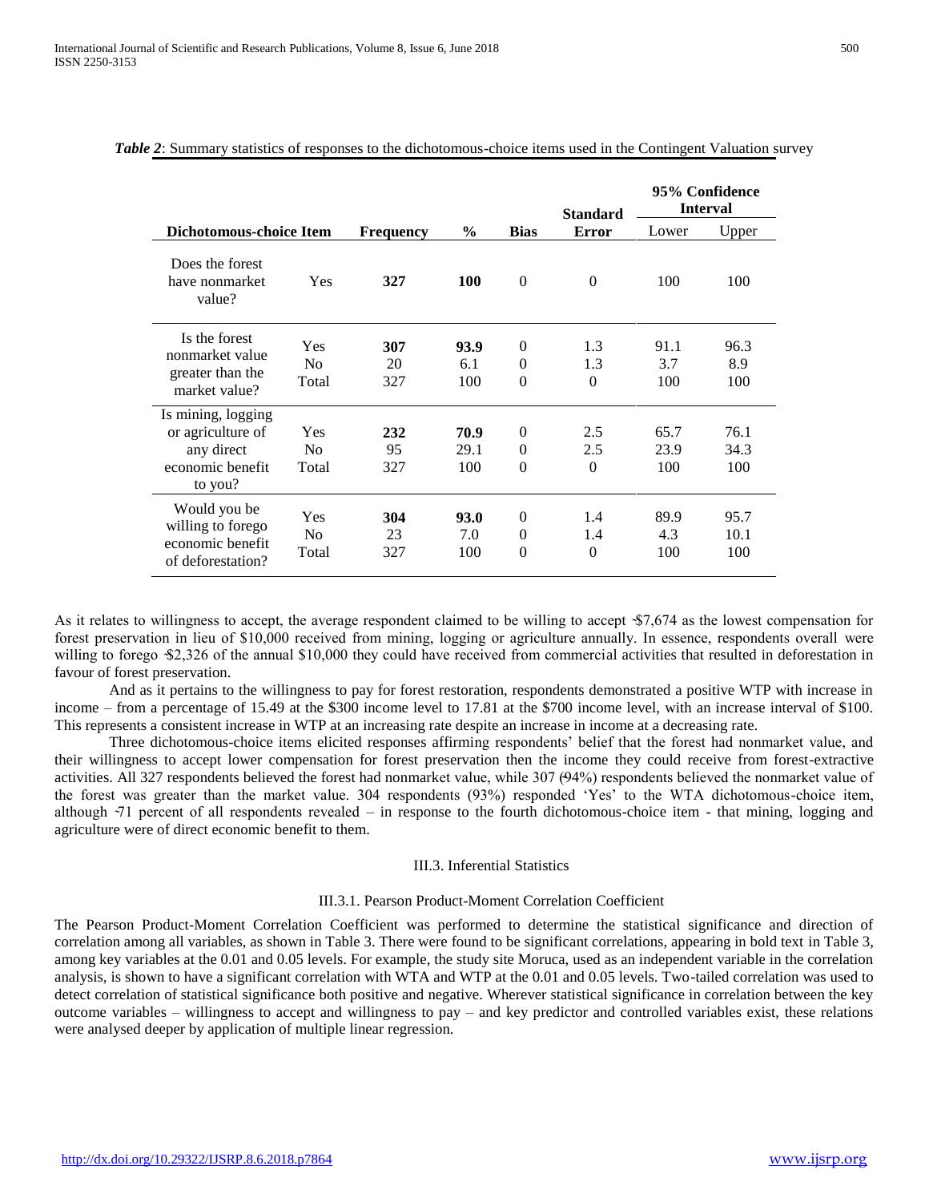***Table 2***: Summary statistics of responses to the dichotomous-choice items used in the Contingent Valuation survey

| Dichotomous-choice Item | | Frequency | % | Bias | Standard Error | 95% Confidence Interval | |
|---|---|---|---|---|---|---|---|
| | | | | | | Lower | Upper |
| Does the forest have nonmarket value? | Yes | **327** | **100** | 0 | 0 | 100 | 100 |
| Is the forest nonmarket value greater than the market value? | Yes | **307** | **93.9** | 0 | 1.3 | 91.1 | 96.3 |
| | No | 20 | 6.1 | 0 | 1.3 | 3.7 | 8.9 |
| | Total | 327 | 100 | 0 | 0 | 100 | 100 |
| Is mining, logging or agriculture of any direct economic benefit to you? | Yes | **232** | **70.9** | 0 | 2.5 | 65.7 | 76.1 |
| | No | 95 | 29.1 | 0 | 2.5 | 23.9 | 34.3 |
| | Total | 327 | 100 | 0 | 0 | 100 | 100 |
| Would you be willing to forego economic benefit of deforestation? | Yes | **304** | **93.0** | 0 | 1.4 | 89.9 | 95.7 |
| | No | 23 | 7.0 | 0 | 1.4 | 4.3 | 10.1 |
| | Total | 327 | 100 | 0 | 0 | 100 | 100 |

As it relates to willingness to accept, the average respondent claimed to be willing to accept ~$7,674 as the lowest compensation for forest preservation in lieu of $10,000 received from mining, logging or agriculture annually. In essence, respondents overall were willing to forego ~$2,326 of the annual $10,000 they could have received from commercial activities that resulted in deforestation in favour of forest preservation.

And as it pertains to the willingness to pay for forest restoration, respondents demonstrated a positive WTP with increase in income – from a percentage of 15.49 at the $300 income level to 17.81 at the $700 income level, with an increase interval of $100. This represents a consistent increase in WTP at an increasing rate despite an increase in income at a decreasing rate.

Three dichotomous-choice items elicited responses affirming respondents' belief that the forest had nonmarket value, and their willingness to accept lower compensation for forest preservation then the income they could receive from forest-extractive activities. All 327 respondents believed the forest had nonmarket value, while 307 (~94%) respondents believed the nonmarket value of the forest was greater than the market value. 304 respondents (93%) responded 'Yes' to the WTA dichotomous-choice item, although ~71 percent of all respondents revealed – in response to the fourth dichotomous-choice item - that mining, logging and agriculture were of direct economic benefit to them.

### III.3. Inferential Statistics

#### III.3.1. Pearson Product-Moment Correlation Coefficient

The Pearson Product-Moment Correlation Coefficient was performed to determine the statistical significance and direction of correlation among all variables, as shown in Table 3. There were found to be significant correlations, appearing in bold text in Table 3, among key variables at the 0.01 and 0.05 levels. For example, the study site Moruca, used as an independent variable in the correlation analysis, is shown to have a significant correlation with WTA and WTP at the 0.01 and 0.05 levels. Two-tailed correlation was used to detect correlation of statistical significance both positive and negative. Wherever statistical significance in correlation between the key outcome variables – willingness to accept and willingness to pay – and key predictor and controlled variables exist, these relations were analysed deeper by application of multiple linear regression.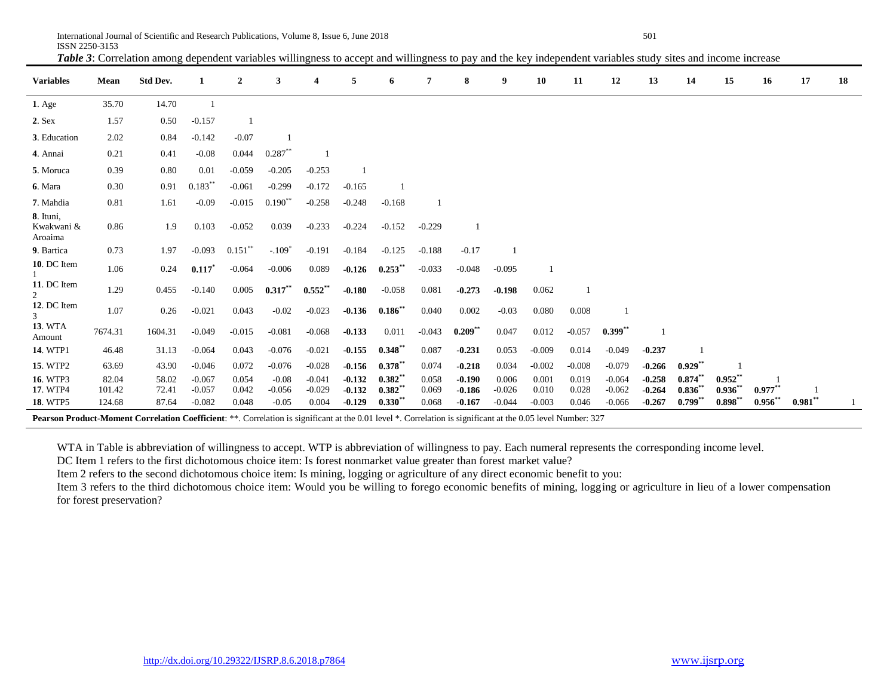***Table 3***: Correlation among dependent variables willingness to accept and willingness to pay and the key independent variables study sites and income increase

| Variables | Mean | Std Dev. | 1 | 2 | 3 | 4 | 5 | 6 | 7 | 8 | 9 | 10 | 11 | 12 | 13 | 14 | 15 | 16 | 17 | 18 |
|---|---|---|---|---|---|---|---|---|---|---|---|---|---|---|---|---|---|---|---|---|
| **1**. Age | 35.70 | 14.70 | 1 | | | | | | | | | | | | | | | | | |
| **2**. Sex | 1.57 | 0.50 | -0.157 | 1 | | | | | | | | | | | | | | | | |
| **3**. Education | 2.02 | 0.84 | -0.142 | -0.07 | 1 | | | | | | | | | | | | | | | |
| **4**. Annai | 0.21 | 0.41 | -0.08 | 0.044 | 0.287** | 1 | | | | | | | | | | | | | | |
| **5**. Moruca | 0.39 | 0.80 | 0.01 | -0.059 | -0.205 | -0.253 | 1 | | | | | | | | | | | | | |
| **6**. Mara | 0.30 | 0.91 | 0.183** | -0.061 | -0.299 | -0.172 | -0.165 | 1 | | | | | | | | | | | | |
| **7**. Mahdia | 0.81 | 1.61 | -0.09 | -0.015 | 0.190** | -0.258 | -0.248 | -0.168 | 1 | | | | | | | | | | | |
| **8**. Ituni, Kwakwani & Aroaima | 0.86 | 1.9 | 0.103 | -0.052 | 0.039 | -0.233 | -0.224 | -0.152 | -0.229 | 1 | | | | | | | | | | |
| **9**. Bartica | 0.73 | 1.97 | -0.093 | 0.151** | -.109* | -0.191 | -0.184 | -0.125 | -0.188 | -0.17 | 1 | | | | | | | | | |
| **10**. DC Item 1 | 1.06 | 0.24 | **0.117*** | -0.064 | -0.006 | 0.089 | **-0.126** | **0.253**** | -0.033 | -0.048 | -0.095 | 1 | | | | | | | | |
| **11**. DC Item 2 | 1.29 | 0.455 | -0.140 | 0.005 | **0.317**** | **0.552**** | **-0.180** | -0.058 | 0.081 | **-0.273** | **-0.198** | 0.062 | 1 | | | | | | | |
| **12**. DC Item 3 | 1.07 | 0.26 | -0.021 | 0.043 | -0.02 | -0.023 | **-0.136** | **0.186**** | 0.040 | 0.002 | -0.03 | 0.080 | 0.008 | 1 | | | | | | |
| **13**. WTA Amount | 7674.31 | 1604.31 | -0.049 | -0.015 | -0.081 | -0.068 | **-0.133** | 0.011 | -0.043 | **0.209**** | 0.047 | 0.012 | -0.057 | **0.399**** | 1 | | | | | |
| **14**. WTP1 | 46.48 | 31.13 | -0.064 | 0.043 | -0.076 | -0.021 | **-0.155** | **0.348**** | 0.087 | **-0.231** | 0.053 | -0.009 | 0.014 | -0.049 | **-0.237** | 1 | | | | |
| **15**. WTP2 | 63.69 | 43.90 | -0.046 | 0.072 | -0.076 | -0.028 | **-0.156** | **0.378**** | 0.074 | **-0.218** | 0.034 | -0.002 | -0.008 | -0.079 | **-0.266** | **0.929**** | 1 | | | |
| **16**. WTP3 | 82.04 | 58.02 | -0.067 | 0.054 | -0.08 | -0.041 | **-0.132** | **0.382**** | 0.058 | **-0.190** | 0.006 | 0.001 | 0.019 | -0.064 | **-0.258** | **0.874**** | **0.952**** | 1 | | |
| **17**. WTP4 | 101.42 | 72.41 | -0.057 | 0.042 | -0.056 | -0.029 | **-0.132** | **0.382**** | 0.069 | **-0.186** | -0.026 | 0.010 | 0.028 | -0.062 | **-0.264** | **0.836**** | **0.936**** | **0.977**** | 1 | |
| **18**. WTP5 | 124.68 | 87.64 | -0.082 | 0.048 | -0.05 | 0.004 | **-0.129** | **0.330**** | 0.068 | **-0.167** | -0.044 | -0.003 | 0.046 | -0.066 | **-0.267** | **0.799**** | **0.898**** | **0.956**** | **0.981**** | 1 |

**Pearson Product-Moment Correlation Coefficient**: **. Correlation is significant at the 0.01 level *. Correlation is significant at the 0.05 level Number: 327

WTA in Table is abbreviation of willingness to accept. WTP is abbreviation of willingness to pay. Each numeral represents the corresponding income level.

DC Item 1 refers to the first dichotomous choice item: Is forest nonmarket value greater than forest market value?

Item 2 refers to the second dichotomous choice item: Is mining, logging or agriculture of any direct economic benefit to you:

Item 3 refers to the third dichotomous choice item: Would you be willing to forego economic benefits of mining, logging or agriculture in lieu of a lower compensation for forest preservation?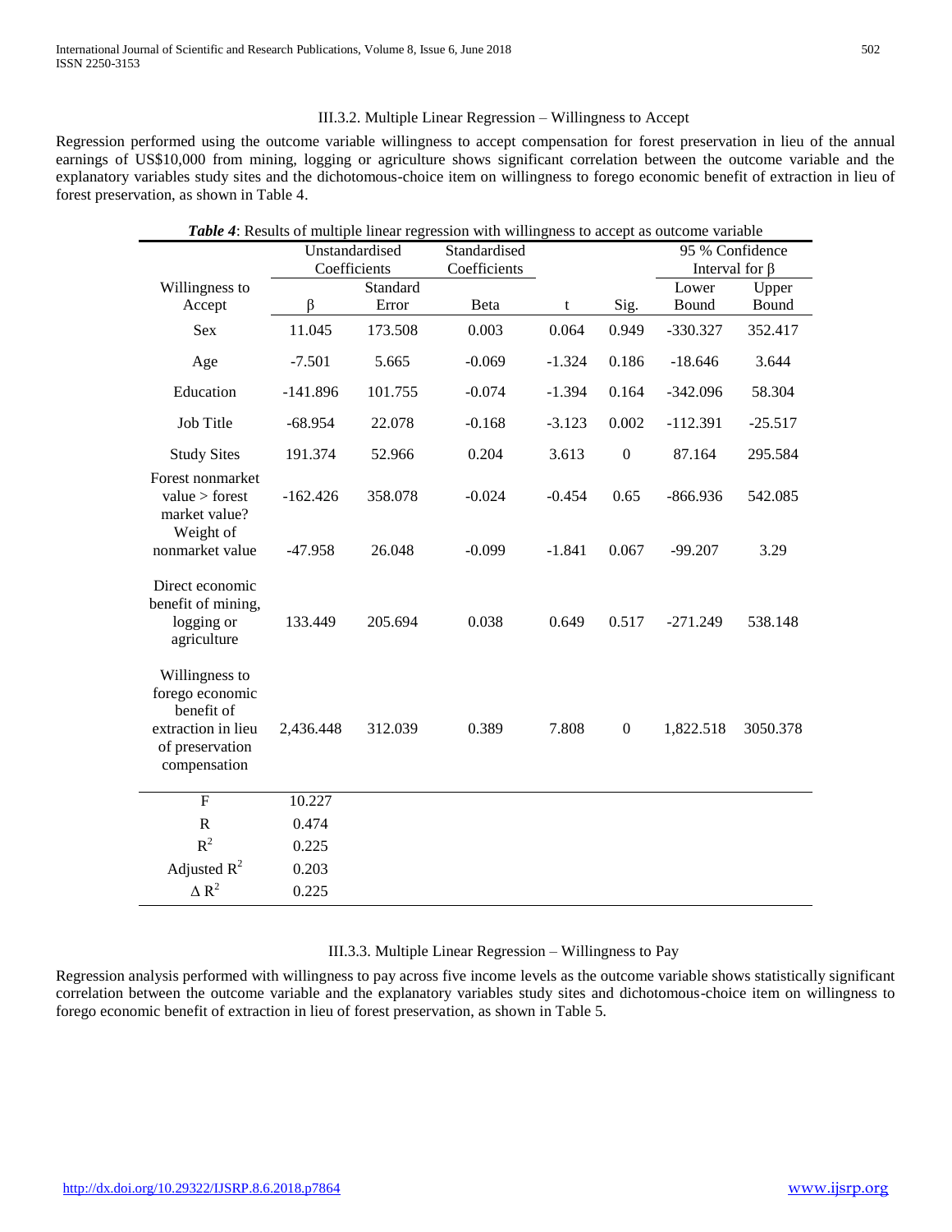### III.3.2. Multiple Linear Regression – Willingness to Accept

Regression performed using the outcome variable willingness to accept compensation for forest preservation in lieu of the annual earnings of US$10,000 from mining, logging or agriculture shows significant correlation between the outcome variable and the explanatory variables study sites and the dichotomous-choice item on willingness to forego economic benefit of extraction in lieu of forest preservation, as shown in Table 4.

***Table 4***: Results of multiple linear regression with willingness to accept as outcome variable

| | Unstandardised Coefficients | | Standardised Coefficients | | | 95 % Confidence Interval for β | |
|---|---|---|---|---|---|---|---|
| Willingness to Accept | β | Standard Error | Beta | t | Sig. | Lower Bound | Upper Bound |
| Sex | 11.045 | 173.508 | 0.003 | 0.064 | 0.949 | -330.327 | 352.417 |
| Age | -7.501 | 5.665 | -0.069 | -1.324 | 0.186 | -18.646 | 3.644 |
| Education | -141.896 | 101.755 | -0.074 | -1.394 | 0.164 | -342.096 | 58.304 |
| Job Title | -68.954 | 22.078 | -0.168 | -3.123 | 0.002 | -112.391 | -25.517 |
| Study Sites | 191.374 | 52.966 | 0.204 | 3.613 | 0 | 87.164 | 295.584 |
| Forest nonmarket value > forest market value? | -162.426 | 358.078 | -0.024 | -0.454 | 0.65 | -866.936 | 542.085 |
| Weight of nonmarket value | -47.958 | 26.048 | -0.099 | -1.841 | 0.067 | -99.207 | 3.29 |
| Direct economic benefit of mining, logging or agriculture | 133.449 | 205.694 | 0.038 | 0.649 | 0.517 | -271.249 | 538.148 |
| Willingness to forego economic benefit of extraction in lieu of preservation compensation | 2,436.448 | 312.039 | 0.389 | 7.808 | 0 | 1,822.518 | 3050.378 |
| F | 10.227 | | | | | | |
| R | 0.474 | | | | | | |
| $R^2$ | 0.225 | | | | | | |
| Adjusted $R^2$ | 0.203 | | | | | | |
| $\Delta R^2$ | 0.225 | | | | | | |

### III.3.3. Multiple Linear Regression – Willingness to Pay

Regression analysis performed with willingness to pay across five income levels as the outcome variable shows statistically significant correlation between the outcome variable and the explanatory variables study sites and dichotomous-choice item on willingness to forego economic benefit of extraction in lieu of forest preservation, as shown in Table 5.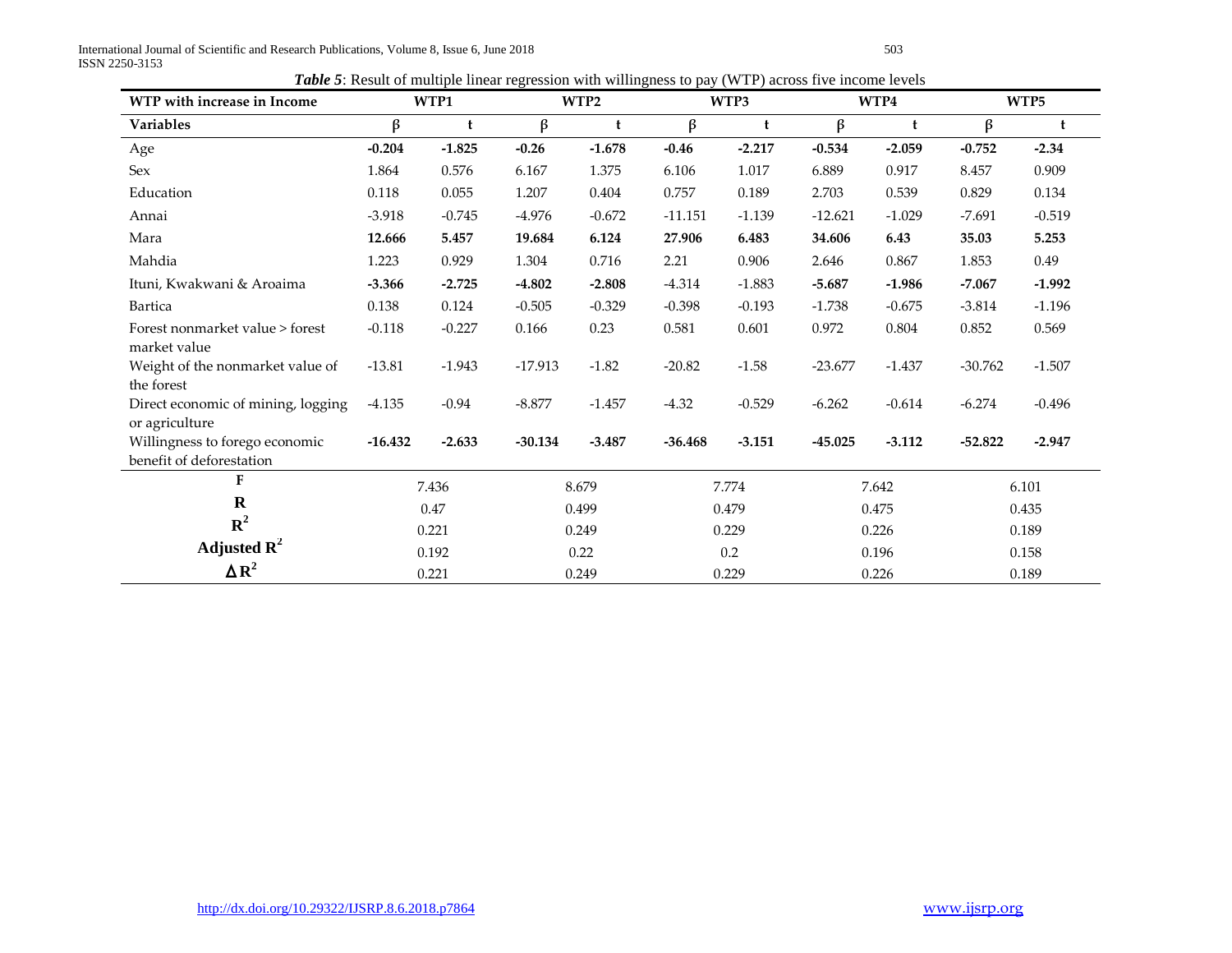***Table 5***: Result of multiple linear regression with willingness to pay (WTP) across five income levels

| **WTP with increase in Income** | **WTP1** | | **WTP2** | | **WTP3** | | **WTP4** | | **WTP5** | |
|---|---|---|---|---|---|---|---|---|---|---|
| **Variables** | **β** | **t** | **β** | **t** | **β** | **t** | **β** | **t** | **β** | **t** |
| Age | **-0.204** | **-1.825** | **-0.26** | **-1.678** | **-0.46** | **-2.217** | **-0.534** | **-2.059** | **-0.752** | **-2.34** |
| Sex | 1.864 | 0.576 | 6.167 | 1.375 | 6.106 | 1.017 | 6.889 | 0.917 | 8.457 | 0.909 |
| Education | 0.118 | 0.055 | 1.207 | 0.404 | 0.757 | 0.189 | 2.703 | 0.539 | 0.829 | 0.134 |
| Annai | -3.918 | -0.745 | -4.976 | -0.672 | -11.151 | -1.139 | -12.621 | -1.029 | -7.691 | -0.519 |
| Mara | **12.666** | **5.457** | **19.684** | **6.124** | **27.906** | **6.483** | **34.606** | **6.43** | **35.03** | **5.253** |
| Mahdia | 1.223 | 0.929 | 1.304 | 0.716 | 2.21 | 0.906 | 2.646 | 0.867 | 1.853 | 0.49 |
| Ituni, Kwakwani & Aroaima | **-3.366** | **-2.725** | **-4.802** | **-2.808** | -4.314 | -1.883 | **-5.687** | **-1.986** | **-7.067** | **-1.992** |
| Bartica | 0.138 | 0.124 | -0.505 | -0.329 | -0.398 | -0.193 | -1.738 | -0.675 | -3.814 | -1.196 |
| Forest nonmarket value > forest market value | -0.118 | -0.227 | 0.166 | 0.23 | 0.581 | 0.601 | 0.972 | 0.804 | 0.852 | 0.569 |
| Weight of the nonmarket value of the forest | -13.81 | -1.943 | -17.913 | -1.82 | -20.82 | -1.58 | -23.677 | -1.437 | -30.762 | -1.507 |
| Direct economic of mining, logging or agriculture | -4.135 | -0.94 | -8.877 | -1.457 | -4.32 | -0.529 | -6.262 | -0.614 | -6.274 | -0.496 |
| Willingness to forego economic benefit of deforestation | **-16.432** | **-2.633** | **-30.134** | **-3.487** | **-36.468** | **-3.151** | **-45.025** | **-3.112** | **-52.822** | **-2.947** |
| **F** | 7.436 | | 8.679 | | 7.774 | | 7.642 | | 6.101 | |
| **R** | 0.47 | | 0.499 | | 0.479 | | 0.475 | | 0.435 | |
| **$R^2$** | 0.221 | | 0.249 | | 0.229 | | 0.226 | | 0.189 | |
| **Adjusted $R^2$** | 0.192 | | 0.22 | | 0.2 | | 0.196 | | 0.158 | |
| **$\Delta R^2$** | 0.221 | | 0.249 | | 0.229 | | 0.226 | | 0.189 | |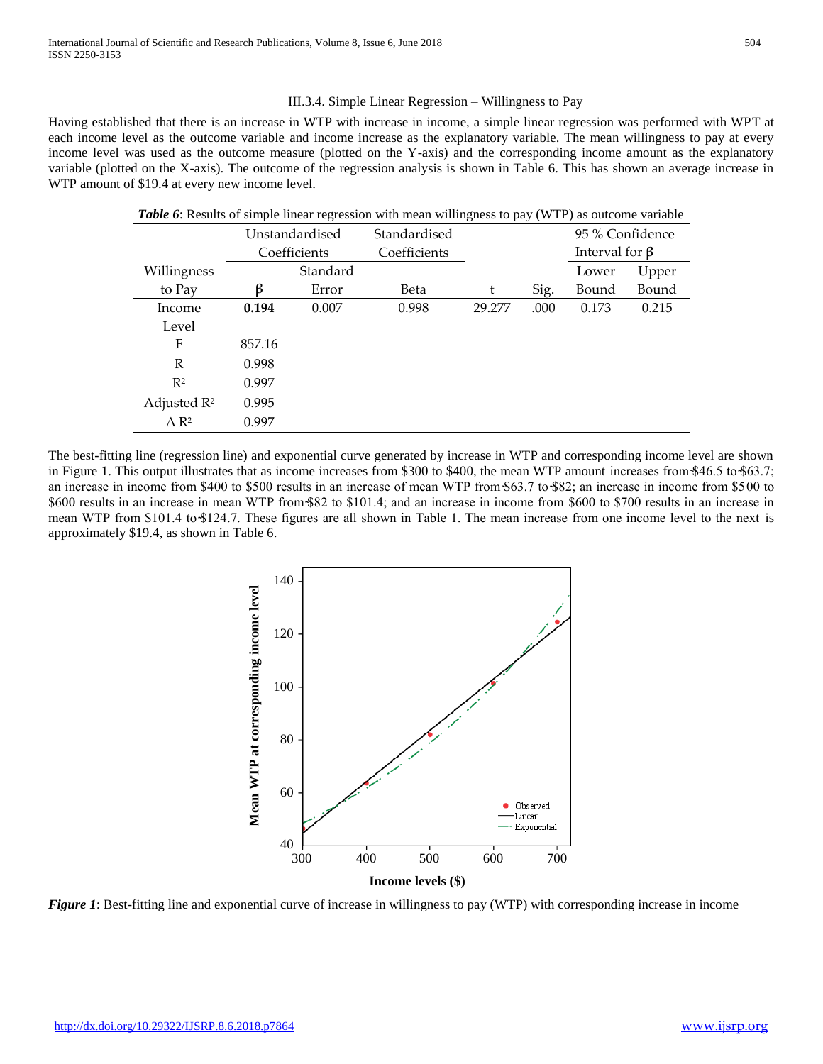### III.3.4. Simple Linear Regression – Willingness to Pay

Having established that there is an increase in WTP with increase in income, a simple linear regression was performed with WPT at each income level as the outcome variable and income increase as the explanatory variable. The mean willingness to pay at every income level was used as the outcome measure (plotted on the Y-axis) and the corresponding income amount as the explanatory variable (plotted on the X-axis). The outcome of the regression analysis is shown in Table 6. This has shown an average increase in WTP amount of $19.4 at every new income level.

***Table 6***: Results of simple linear regression with mean willingness to pay (WTP) as outcome variable

| Willingness to Pay | Unstandardised Coefficients | | Standardised Coefficients | | | 95 % Confidence Interval for β | |
|---|---|---|---|---|---|---|---|
| | β | Standard Error | Beta | t | Sig. | Lower Bound | Upper Bound |
| Income Level | **0.194** | 0.007 | 0.998 | 29.277 | .000 | 0.173 | 0.215 |
| F | 857.16 | | | | | | |
| R | 0.998 | | | | | | |
| $R^2$ | 0.997 | | | | | | |
| Adjusted $R^2$ | 0.995 | | | | | | |
| $\Delta R^2$ | 0.997 | | | | | | |

The best-fitting line (regression line) and exponential curve generated by increase in WTP and corresponding income level are shown in Figure 1. This output illustrates that as income increases from $300 to $400, the mean WTP amount increases from $46.5 to $63.7; an increase in income from $400 to $500 results in an increase of mean WTP from $63.7 to $82; an increase in income from $500 to $600 results in an increase in mean WTP from $82 to $101.4; and an increase in income from $600 to $700 results in an increase in mean WTP from $101.4 to $124.7. These figures are all shown in Table 1. The mean increase from one income level to the next is approximately $19.4, as shown in Table 6.

***Figure 1***: Best-fitting line and exponential curve of increase in willingness to pay (WTP) with corresponding increase in income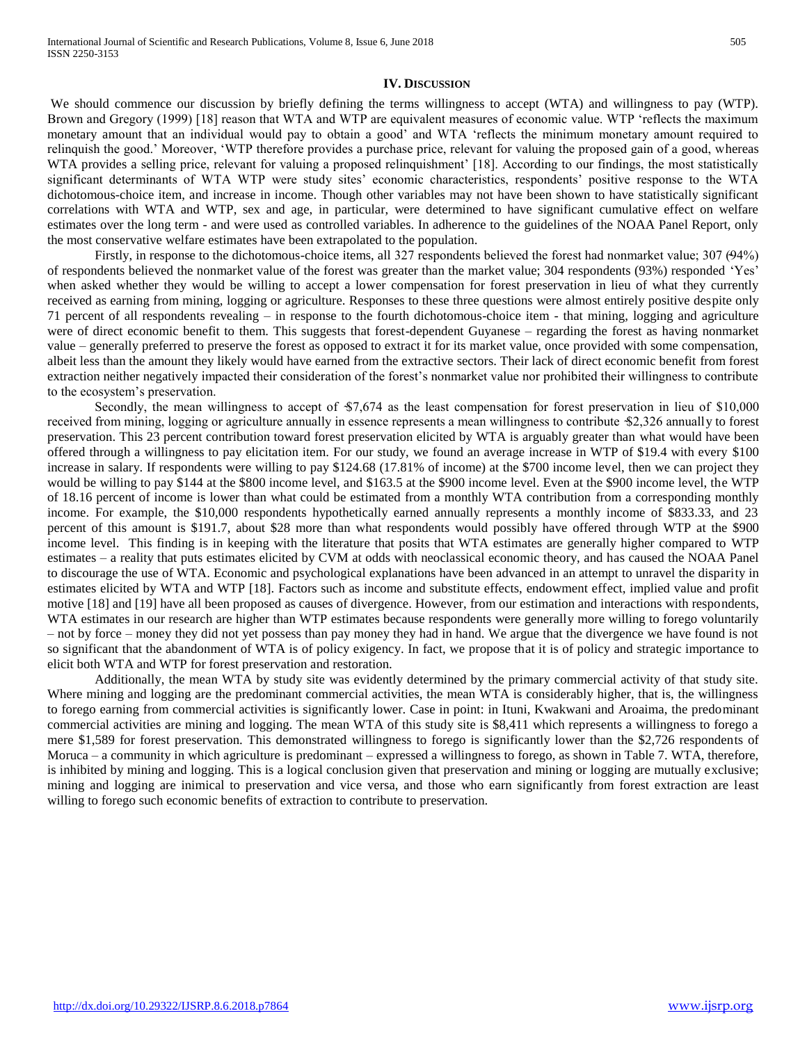## IV. Discussion

We should commence our discussion by briefly defining the terms willingness to accept (WTA) and willingness to pay (WTP). Brown and Gregory (1999) [18] reason that WTA and WTP are equivalent measures of economic value. WTP 'reflects the maximum monetary amount that an individual would pay to obtain a good' and WTA 'reflects the minimum monetary amount required to relinquish the good.' Moreover, 'WTP therefore provides a purchase price, relevant for valuing the proposed gain of a good, whereas WTA provides a selling price, relevant for valuing a proposed relinquishment' [18]. According to our findings, the most statistically significant determinants of WTA WTP were study sites' economic characteristics, respondents' positive response to the WTA dichotomous-choice item, and increase in income. Though other variables may not have been shown to have statistically significant correlations with WTA and WTP, sex and age, in particular, were determined to have significant cumulative effect on welfare estimates over the long term - and were used as controlled variables. In adherence to the guidelines of the NOAA Panel Report, only the most conservative welfare estimates have been extrapolated to the population.

Firstly, in response to the dichotomous-choice items, all 327 respondents believed the forest had nonmarket value; 307 (94%) of respondents believed the nonmarket value of the forest was greater than the market value; 304 respondents (93%) responded 'Yes' when asked whether they would be willing to accept a lower compensation for forest preservation in lieu of what they currently received as earning from mining, logging or agriculture. Responses to these three questions were almost entirely positive despite only 71 percent of all respondents revealing – in response to the fourth dichotomous-choice item - that mining, logging and agriculture were of direct economic benefit to them. This suggests that forest-dependent Guyanese – regarding the forest as having nonmarket value – generally preferred to preserve the forest as opposed to extract it for its market value, once provided with some compensation, albeit less than the amount they likely would have earned from the extractive sectors. Their lack of direct economic benefit from forest extraction neither negatively impacted their consideration of the forest's nonmarket value nor prohibited their willingness to contribute to the ecosystem's preservation.

Secondly, the mean willingness to accept of $7,674 as the least compensation for forest preservation in lieu of $10,000 received from mining, logging or agriculture annually in essence represents a mean willingness to contribute $2,326 annually to forest preservation. This 23 percent contribution toward forest preservation elicited by WTA is arguably greater than what would have been offered through a willingness to pay elicitation item. For our study, we found an average increase in WTP of $19.4 with every $100 increase in salary. If respondents were willing to pay $124.68 (17.81% of income) at the $700 income level, then we can project they would be willing to pay $144 at the $800 income level, and $163.5 at the $900 income level. Even at the $900 income level, the WTP of 18.16 percent of income is lower than what could be estimated from a monthly WTA contribution from a corresponding monthly income. For example, the $10,000 respondents hypothetically earned annually represents a monthly income of $833.33, and 23 percent of this amount is $191.7, about $28 more than what respondents would possibly have offered through WTP at the $900 income level. This finding is in keeping with the literature that posits that WTA estimates are generally higher compared to WTP estimates – a reality that puts estimates elicited by CVM at odds with neoclassical economic theory, and has caused the NOAA Panel to discourage the use of WTA. Economic and psychological explanations have been advanced in an attempt to unravel the disparity in estimates elicited by WTA and WTP [18]. Factors such as income and substitute effects, endowment effect, implied value and profit motive [18] and [19] have all been proposed as causes of divergence. However, from our estimation and interactions with respondents, WTA estimates in our research are higher than WTP estimates because respondents were generally more willing to forego voluntarily – not by force – money they did not yet possess than pay money they had in hand. We argue that the divergence we have found is not so significant that the abandonment of WTA is of policy exigency. In fact, we propose that it is of policy and strategic importance to elicit both WTA and WTP for forest preservation and restoration.

Additionally, the mean WTA by study site was evidently determined by the primary commercial activity of that study site. Where mining and logging are the predominant commercial activities, the mean WTA is considerably higher, that is, the willingness to forego earning from commercial activities is significantly lower. Case in point: in Ituni, Kwakwani and Aroaima, the predominant commercial activities are mining and logging. The mean WTA of this study site is $8,411 which represents a willingness to forego a mere $1,589 for forest preservation. This demonstrated willingness to forego is significantly lower than the $2,726 respondents of Moruca – a community in which agriculture is predominant – expressed a willingness to forego, as shown in Table 7. WTA, therefore, is inhibited by mining and logging. This is a logical conclusion given that preservation and mining or logging are mutually exclusive; mining and logging are inimical to preservation and vice versa, and those who earn significantly from forest extraction are least willing to forego such economic benefits of extraction to contribute to preservation.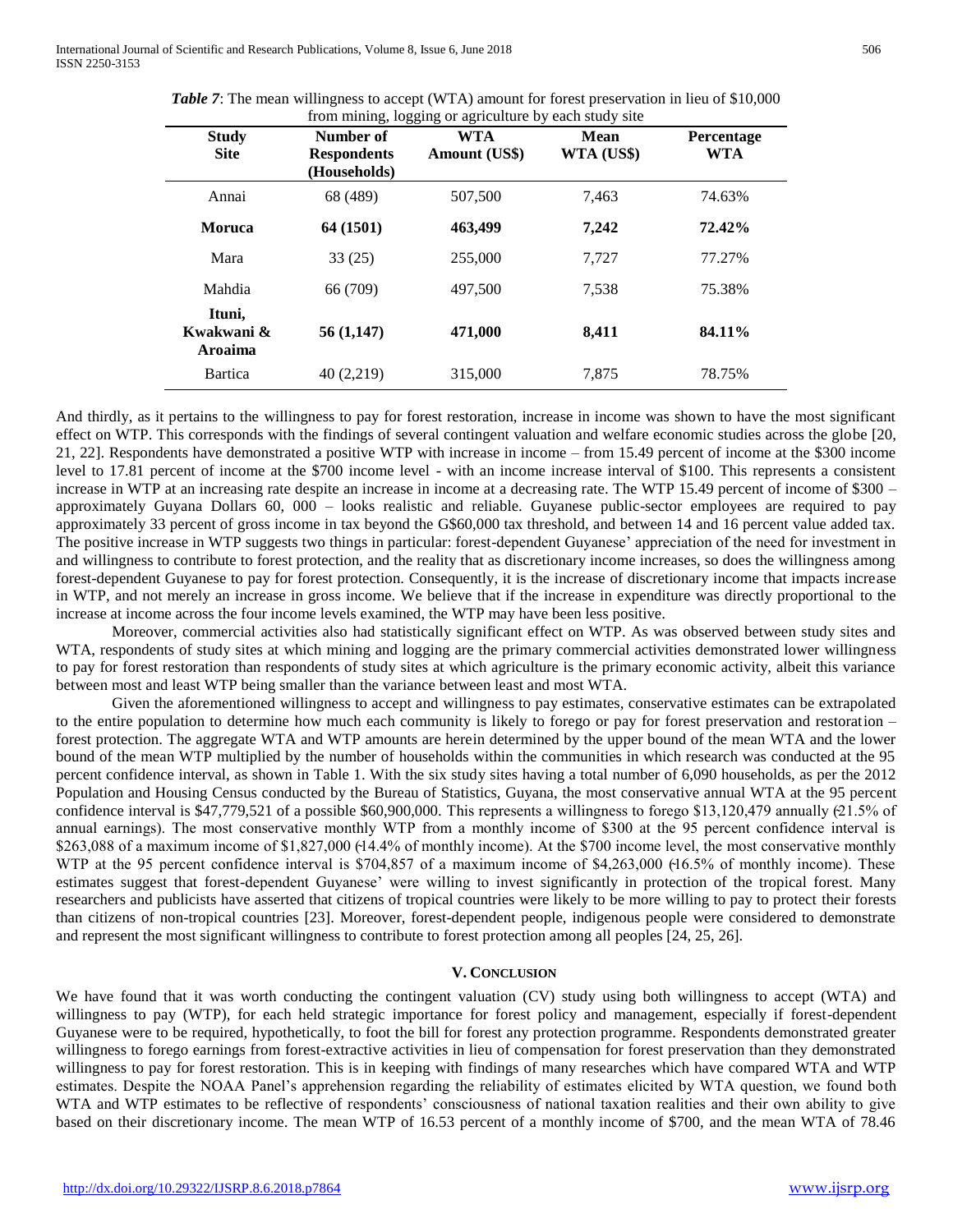*Table 7*: The mean willingness to accept (WTA) amount for forest preservation in lieu of $10,000 from mining, logging or agriculture by each study site

| Study Site | Number of Respondents (Households) | WTA Amount (US$) | Mean WTA (US$) | Percentage WTA |
|---|---|---|---|---|
| Annai | 68 (489) | 507,500 | 7,463 | 74.63% |
| **Moruca** | **64 (1501)** | **463,499** | **7,242** | **72.42%** |
| Mara | 33 (25) | 255,000 | 7,727 | 77.27% |
| Mahdia | 66 (709) | 497,500 | 7,538 | 75.38% |
| **Ituni, Kwakwani & Aroaima** | **56 (1,147)** | **471,000** | **8,411** | **84.11%** |
| Bartica | 40 (2,219) | 315,000 | 7,875 | 78.75% |

And thirdly, as it pertains to the willingness to pay for forest restoration, increase in income was shown to have the most significant effect on WTP. This corresponds with the findings of several contingent valuation and welfare economic studies across the globe [20, 21, 22]. Respondents have demonstrated a positive WTP with increase in income – from 15.49 percent of income at the $300 income level to 17.81 percent of income at the $700 income level - with an income increase interval of $100. This represents a consistent increase in WTP at an increasing rate despite an increase in income at a decreasing rate. The WTP 15.49 percent of income of $300 – approximately Guyana Dollars 60, 000 – looks realistic and reliable. Guyanese public-sector employees are required to pay approximately 33 percent of gross income in tax beyond the G$60,000 tax threshold, and between 14 and 16 percent value added tax. The positive increase in WTP suggests two things in particular: forest-dependent Guyanese' appreciation of the need for investment in and willingness to contribute to forest protection, and the reality that as discretionary income increases, so does the willingness among forest-dependent Guyanese to pay for forest protection. Consequently, it is the increase of discretionary income that impacts increase in WTP, and not merely an increase in gross income. We believe that if the increase in expenditure was directly proportional to the increase at income across the four income levels examined, the WTP may have been less positive.

Moreover, commercial activities also had statistically significant effect on WTP. As was observed between study sites and WTA, respondents of study sites at which mining and logging are the primary commercial activities demonstrated lower willingness to pay for forest restoration than respondents of study sites at which agriculture is the primary economic activity, albeit this variance between most and least WTP being smaller than the variance between least and most WTA.

Given the aforementioned willingness to accept and willingness to pay estimates, conservative estimates can be extrapolated to the entire population to determine how much each community is likely to forego or pay for forest preservation and restoration – forest protection. The aggregate WTA and WTP amounts are herein determined by the upper bound of the mean WTA and the lower bound of the mean WTP multiplied by the number of households within the communities in which research was conducted at the 95 percent confidence interval, as shown in Table 1. With the six study sites having a total number of 6,090 households, as per the 2012 Population and Housing Census conducted by the Bureau of Statistics, Guyana, the most conservative annual WTA at the 95 percent confidence interval is $47,779,521 of a possible $60,900,000. This represents a willingness to forego $13,120,479 annually (21.5% of annual earnings). The most conservative monthly WTP from a monthly income of $300 at the 95 percent confidence interval is $263,088 of a maximum income of $1,827,000 (14.4% of monthly income). At the $700 income level, the most conservative monthly WTP at the 95 percent confidence interval is $704,857 of a maximum income of $4,263,000 (16.5% of monthly income). These estimates suggest that forest-dependent Guyanese' were willing to invest significantly in protection of the tropical forest. Many researchers and publicists have asserted that citizens of tropical countries were likely to be more willing to pay to protect their forests than citizens of non-tropical countries [23]. Moreover, forest-dependent people, indigenous people were considered to demonstrate and represent the most significant willingness to contribute to forest protection among all peoples [24, 25, 26].

## V. Conclusion

We have found that it was worth conducting the contingent valuation (CV) study using both willingness to accept (WTA) and willingness to pay (WTP), for each held strategic importance for forest policy and management, especially if forest-dependent Guyanese were to be required, hypothetically, to foot the bill for forest any protection programme. Respondents demonstrated greater willingness to forego earnings from forest-extractive activities in lieu of compensation for forest preservation than they demonstrated willingness to pay for forest restoration. This is in keeping with findings of many researches which have compared WTA and WTP estimates. Despite the NOAA Panel's apprehension regarding the reliability of estimates elicited by WTA question, we found both WTA and WTP estimates to be reflective of respondents' consciousness of national taxation realities and their own ability to give based on their discretionary income. The mean WTP of 16.53 percent of a monthly income of $700, and the mean WTA of 78.46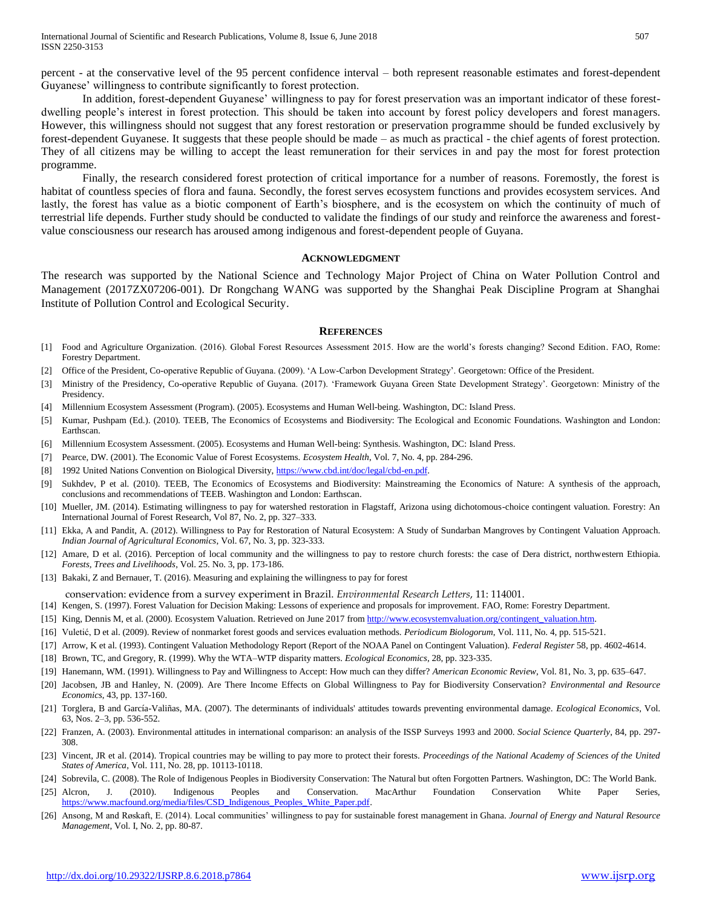percent - at the conservative level of the 95 percent confidence interval – both represent reasonable estimates and forest-dependent Guyanese' willingness to contribute significantly to forest protection.

In addition, forest-dependent Guyanese' willingness to pay for forest preservation was an important indicator of these forest-dwelling people's interest in forest protection. This should be taken into account by forest policy developers and forest managers. However, this willingness should not suggest that any forest restoration or preservation programme should be funded exclusively by forest-dependent Guyanese. It suggests that these people should be made – as much as practical - the chief agents of forest protection. They of all citizens may be willing to accept the least remuneration for their services in and pay the most for forest protection programme.

Finally, the research considered forest protection of critical importance for a number of reasons. Foremostly, the forest is habitat of countless species of flora and fauna. Secondly, the forest serves ecosystem functions and provides ecosystem services. And lastly, the forest has value as a biotic component of Earth's biosphere, and is the ecosystem on which the continuity of much of terrestrial life depends. Further study should be conducted to validate the findings of our study and reinforce the awareness and forest-value consciousness our research has aroused among indigenous and forest-dependent people of Guyana.

## Acknowledgment

The research was supported by the National Science and Technology Major Project of China on Water Pollution Control and Management (2017ZX07206-001). Dr Rongchang WANG was supported by the Shanghai Peak Discipline Program at Shanghai Institute of Pollution Control and Ecological Security.

## References

[1] Food and Agriculture Organization. (2016). Global Forest Resources Assessment 2015. How are the world's forests changing? Second Edition. FAO, Rome: Forestry Department.

[2] Office of the President, Co-operative Republic of Guyana. (2009). 'A Low-Carbon Development Strategy'. Georgetown: Office of the President.

[3] Ministry of the Presidency, Co-operative Republic of Guyana. (2017). 'Framework Guyana Green State Development Strategy'. Georgetown: Ministry of the Presidency.

[4] Millennium Ecosystem Assessment (Program). (2005). Ecosystems and Human Well-being. Washington, DC: Island Press.

[5] Kumar, Pushpam (Ed.). (2010). TEEB, The Economics of Ecosystems and Biodiversity: The Ecological and Economic Foundations. Washington and London: Earthscan.

[6] Millennium Ecosystem Assessment. (2005). Ecosystems and Human Well-being: Synthesis. Washington, DC: Island Press.

[7] Pearce, DW. (2001). The Economic Value of Forest Ecosystems. *Ecosystem Health*, Vol. 7, No. 4, pp. 284-296.

[8] 1992 United Nations Convention on Biological Diversity, https://www.cbd.int/doc/legal/cbd-en.pdf.

[9] Sukhdev, P et al. (2010). TEEB, The Economics of Ecosystems and Biodiversity: Mainstreaming the Economics of Nature: A synthesis of the approach, conclusions and recommendations of TEEB. Washington and London: Earthscan.

[10] Mueller, JM. (2014). Estimating willingness to pay for watershed restoration in Flagstaff, Arizona using dichotomous-choice contingent valuation. Forestry: An International Journal of Forest Research, Vol 87, No. 2, pp. 327–333.

[11] Ekka, A and Pandit, A. (2012). Willingness to Pay for Restoration of Natural Ecosystem: A Study of Sundarban Mangroves by Contingent Valuation Approach. *Indian Journal of Agricultural Economics*, Vol. 67, No. 3, pp. 323-333.

[12] Amare, D et al. (2016). Perception of local community and the willingness to pay to restore church forests: the case of Dera district, northwestern Ethiopia. *Forests, Trees and Livelihoods*, Vol. 25. No. 3, pp. 173-186.

[13] Bakaki, Z and Bernauer, T. (2016). Measuring and explaining the willingness to pay for forest conservation: evidence from a survey experiment in Brazil. *Environmental Research Letters*, 11: 114001.

[14] Kengen, S. (1997). Forest Valuation for Decision Making: Lessons of experience and proposals for improvement. FAO, Rome: Forestry Department.

[15] King, Dennis M, et al. (2000). Ecosystem Valuation. Retrieved on June 2017 from http://www.ecosystemvaluation.org/contingent_valuation.htm.

[16] Vuletić, D et al. (2009). Review of nonmarket forest goods and services evaluation methods. *Periodicum Biologorum*, Vol. 111, No. 4, pp. 515-521.

[17] Arrow, K et al. (1993). Contingent Valuation Methodology Report (Report of the NOAA Panel on Contingent Valuation). *Federal Register* 58, pp. 4602-4614.

[18] Brown, TC, and Gregory, R. (1999). Why the WTA–WTP disparity matters. *Ecological Economics*, 28, pp. 323-335.

[19] Hanemann, WM. (1991). Willingness to Pay and Willingness to Accept: How much can they differ? *American Economic Review*, Vol. 81, No. 3, pp. 635–647.

[20] Jacobsen, JB and Hanley, N. (2009). Are There Income Effects on Global Willingness to Pay for Biodiversity Conservation? *Environmental and Resource Economics*, 43, pp. 137-160.

[21] Torglera, B and García-Valiñas, MA. (2007). The determinants of individuals' attitudes towards preventing environmental damage. *Ecological Economics*, Vol. 63, Nos. 2–3, pp. 536-552.

[22] Franzen, A. (2003). Environmental attitudes in international comparison: an analysis of the ISSP Surveys 1993 and 2000. *Social Science Quarterly*, 84, pp. 297-308.

[23] Vincent, JR et al. (2014). Tropical countries may be willing to pay more to protect their forests. *Proceedings of the National Academy of Sciences of the United States of America*, Vol. 111, No. 28, pp. 10113-10118.

[24] Sobrevila, C. (2008). The Role of Indigenous Peoples in Biodiversity Conservation: The Natural but often Forgotten Partners. Washington, DC: The World Bank.

[25] Alcron, J. (2010). Indigenous Peoples and Conservation. MacArthur Foundation Conservation White Paper Series, https://www.macfound.org/media/files/CSD_Indigenous_Peoples_White_Paper.pdf.

[26] Ansong, M and Røskaft, E. (2014). Local communities' willingness to pay for sustainable forest management in Ghana. *Journal of Energy and Natural Resource Management*, Vol. I, No. 2, pp. 80-87.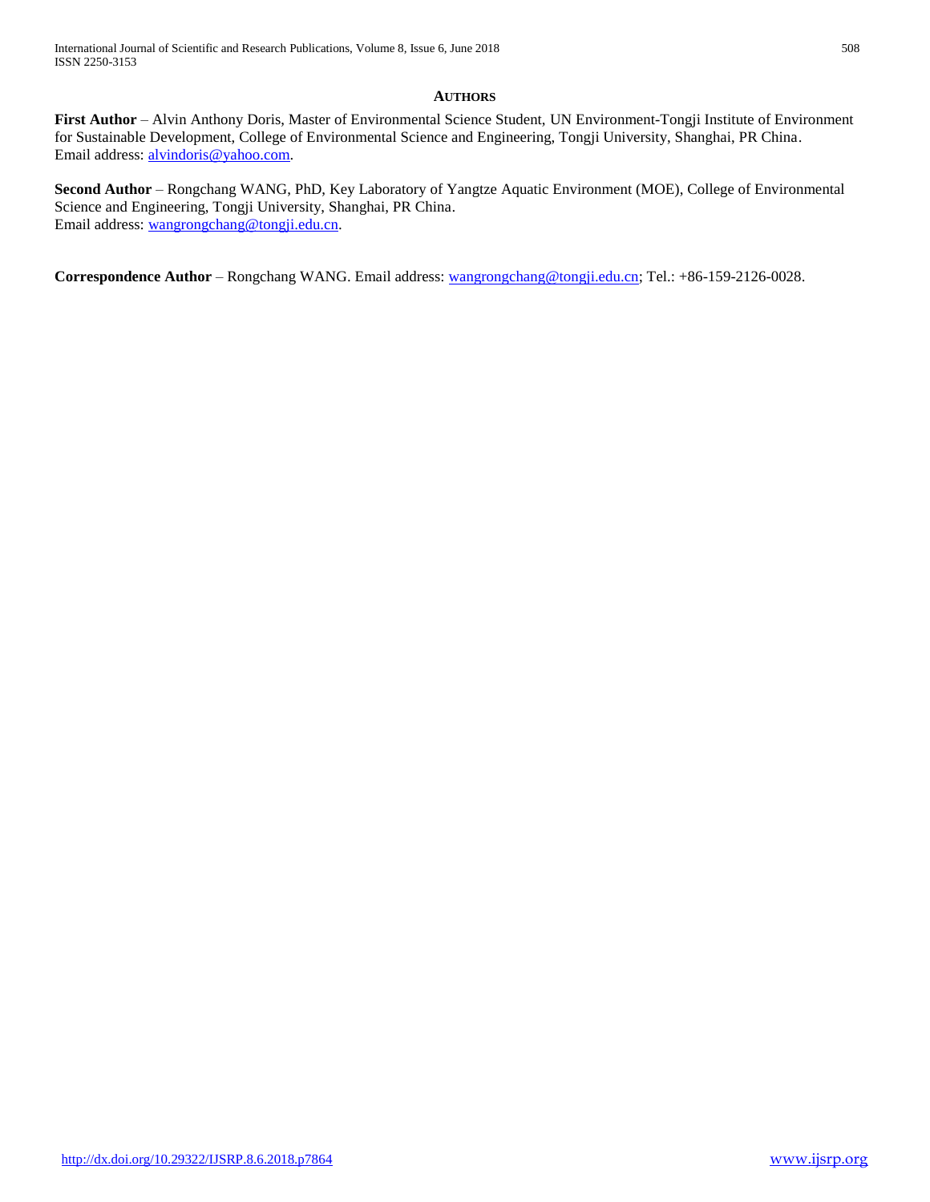**AUTHORS**

**First Author** – Alvin Anthony Doris, Master of Environmental Science Student, UN Environment-Tongji Institute of Environment for Sustainable Development, College of Environmental Science and Engineering, Tongji University, Shanghai, PR China.
Email address: alvindoris@yahoo.com.

**Second Author** – Rongchang WANG, PhD, Key Laboratory of Yangtze Aquatic Environment (MOE), College of Environmental Science and Engineering, Tongji University, Shanghai, PR China.
Email address: wangrongchang@tongji.edu.cn.

**Correspondence Author** – Rongchang WANG. Email address: wangrongchang@tongji.edu.cn; Tel.: +86-159-2126-0028.